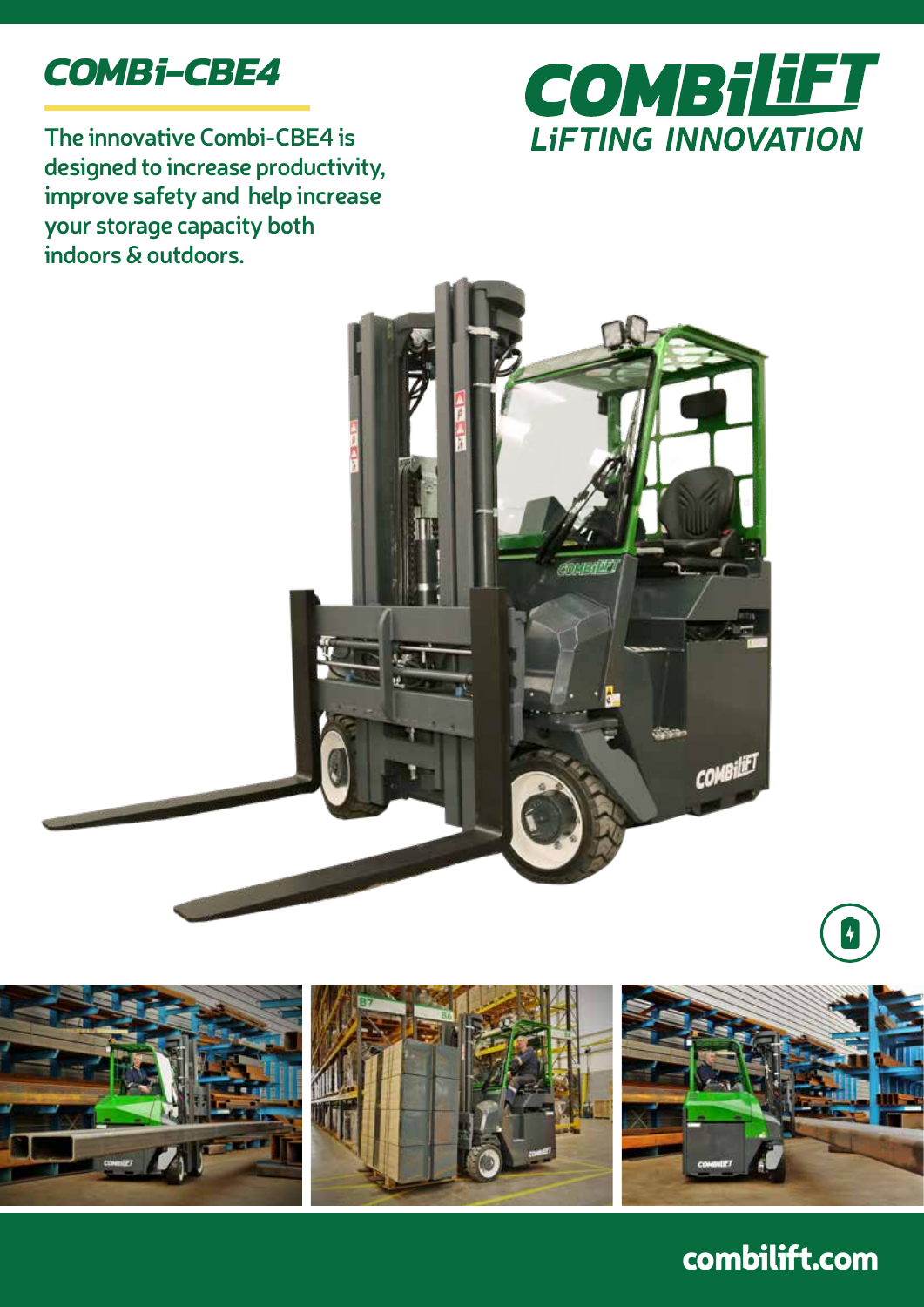# COMBi-CBE4

COMBiLiFT
LiFTING INNOVATION

The innovative Combi-CBE4 is designed to increase productivity, improve safety and help increase your storage capacity both indoors & outdoors.

combilift.com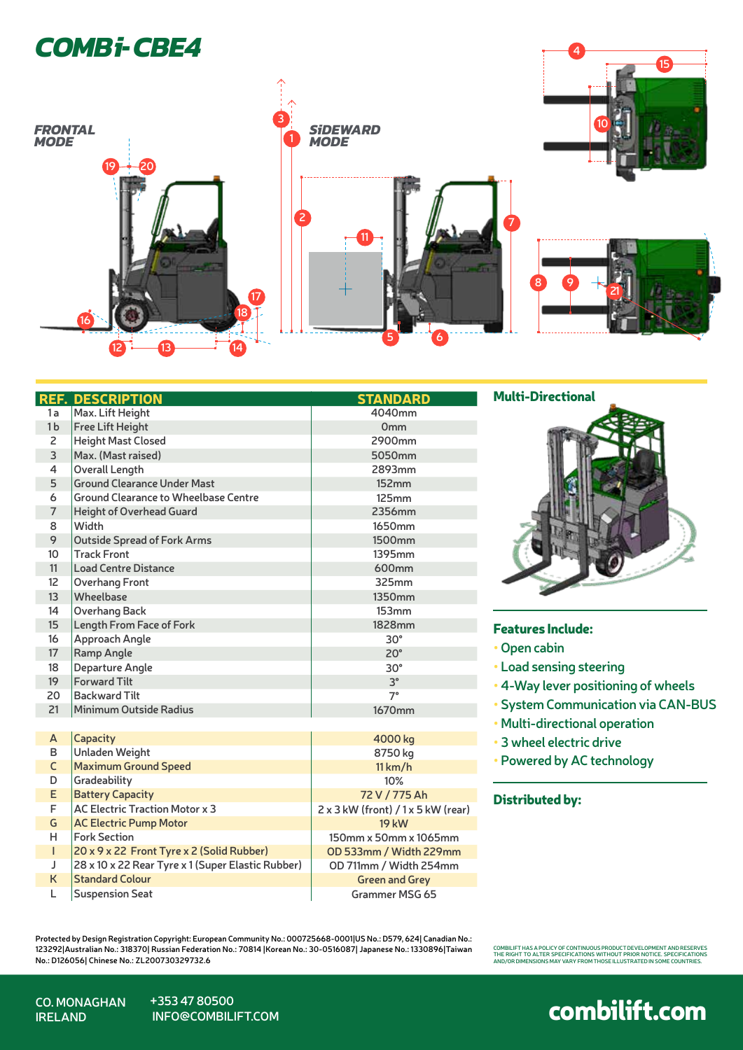# COMBi-CBE4

FRONTAL MODE

SiDEWARD MODE

| REF. | DESCRIPTION | STANDARD |
|---|---|---|
| 1a | Max. Lift Height | 4040mm |
| 1b | Free Lift Height | 0mm |
| 2 | Height Mast Closed | 2900mm |
| 3 | Max. (Mast raised) | 5050mm |
| 4 | Overall Length | 2893mm |
| 5 | Ground Clearance Under Mast | 152mm |
| 6 | Ground Clearance to Wheelbase Centre | 125mm |
| 7 | Height of Overhead Guard | 2356mm |
| 8 | Width | 1650mm |
| 9 | Outside Spread of Fork Arms | 1500mm |
| 10 | Track Front | 1395mm |
| 11 | Load Centre Distance | 600mm |
| 12 | Overhang Front | 325mm |
| 13 | Wheelbase | 1350mm |
| 14 | Overhang Back | 153mm |
| 15 | Length From Face of Fork | 1828mm |
| 16 | Approach Angle | 30° |
| 17 | Ramp Angle | 20° |
| 18 | Departure Angle | 30° |
| 19 | Forward Tilt | 3° |
| 20 | Backward Tilt | 7° |
| 21 | Minimum Outside Radius | 1670mm |
| | | |
| A | Capacity | 4000 kg |
| B | Unladen Weight | 8750 kg |
| C | Maximum Ground Speed | 11 km/h |
| D | Gradeability | 10% |
| E | Battery Capacity | 72 V / 775 Ah |
| F | AC Electric Traction Motor x 3 | 2 x 3 kW (front) / 1 x 5 kW (rear) |
| G | AC Electric Pump Motor | 19 kW |
| H | Fork Section | 150mm x 50mm x 1065mm |
| I | 20 x 9 x 22 Front Tyre x 2 (Solid Rubber) | OD 533mm / Width 229mm |
| J | 28 x 10 x 22 Rear Tyre x 1 (Super Elastic Rubber) | OD 711mm / Width 254mm |
| K | Standard Colour | Green and Grey |
| L | Suspension Seat | Grammer MSG 65 |

## Multi-Directional

## Features Include:

- Open cabin
- Load sensing steering
- 4-Way lever positioning of wheels
- System Communication via CAN-BUS
- Multi-directional operation
- 3 wheel electric drive
- Powered by AC technology

## Distributed by:

Protected by Design Registration Copyright: European Community No.: 000725668-0001|US No.: D579, 624| Canadian No.: 123292|Australian No.: 318370| Russian Federation No.: 70814 |Korean No.: 30-0516087| Japanese No.: 1330896|Taiwan No.: D126056| Chinese No.: ZL200730329732.6

COMBILIFT HAS A POLICY OF CONTINUOUS PRODUCT DEVELOPMENT AND RESERVES THE RIGHT TO ALTER SPECIFICATIONS WITHOUT PRIOR NOTICE. SPECIFICATIONS AND/OR DIMENSIONS MAY VARY FROM THOSE ILLUSTRATED IN SOME COUNTRIES.

CO. MONAGHAN
IRELAND

+353 47 80500
INFO@COMBILIFT.COM

combilift.com